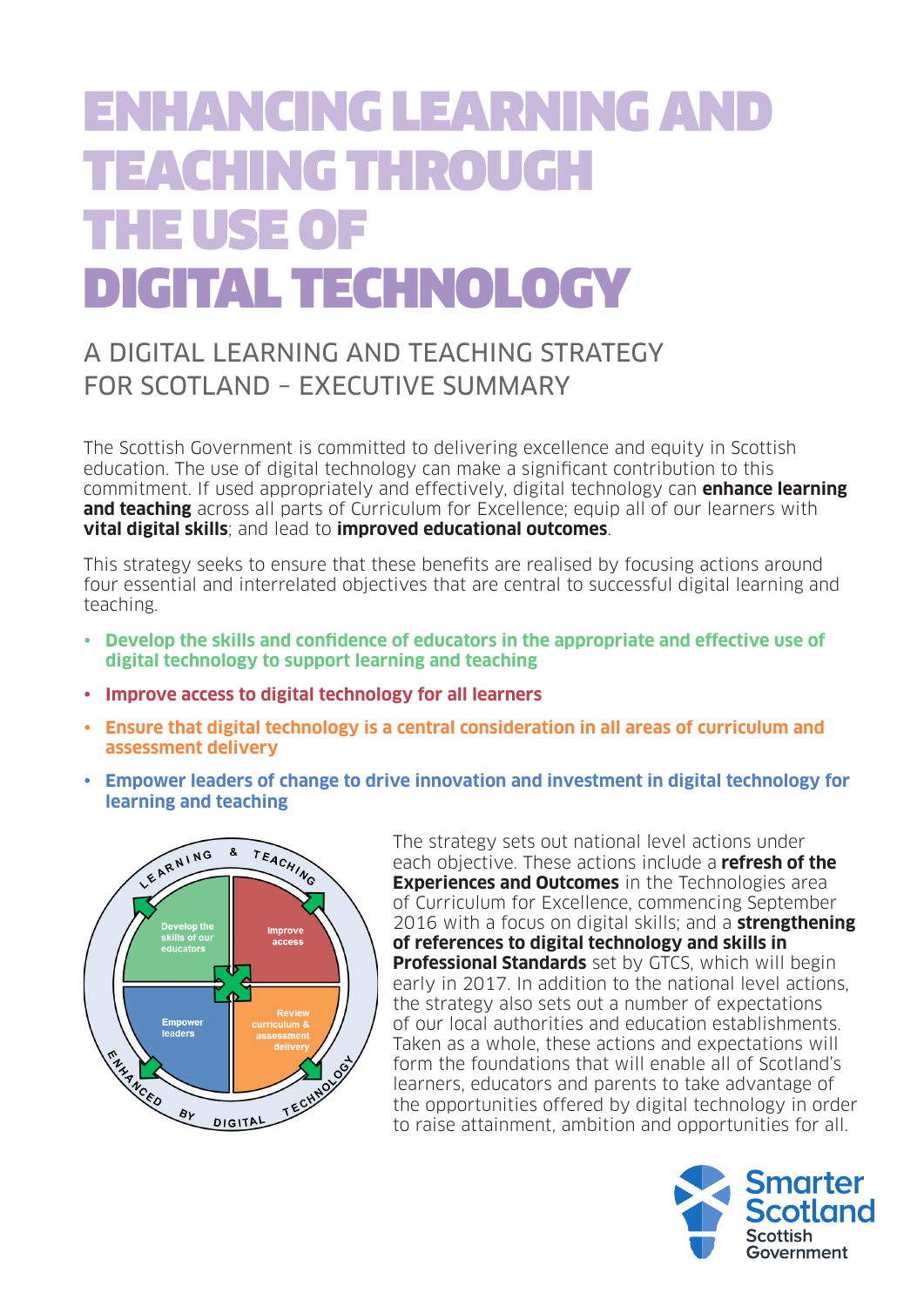# ENHANCING LEARNING AND TEACHING THROUGH THE USE OF DIGITAL TECHNOLOGY

## A DIGITAL LEARNING AND TEACHING STRATEGY FOR SCOTLAND – EXECUTIVE SUMMARY

The Scottish Government is committed to delivering excellence and equity in Scottish education. The use of digital technology can make a significant contribution to this commitment. If used appropriately and effectively, digital technology can **enhance learning and teaching** across all parts of Curriculum for Excellence; equip all of our learners with **vital digital skills**; and lead to **improved educational outcomes**.

This strategy seeks to ensure that these benefits are realised by focusing actions around four essential and interrelated objectives that are central to successful digital learning and teaching.

- **Develop the skills and confidence of educators in the appropriate and effective use of digital technology to support learning and teaching**
- **Improve access to digital technology for all learners**
- **Ensure that digital technology is a central consideration in all areas of curriculum and assessment delivery**
- **Empower leaders of change to drive innovation and investment in digital technology for learning and teaching**

The strategy sets out national level actions under each objective. These actions include a **refresh of the Experiences and Outcomes** in the Technologies area of Curriculum for Excellence, commencing September 2016 with a focus on digital skills; and a **strengthening of references to digital technology and skills in Professional Standards** set by GTCS, which will begin early in 2017. In addition to the national level actions, the strategy also sets out a number of expectations of our local authorities and education establishments. Taken as a whole, these actions and expectations will form the foundations that will enable all of Scotland's learners, educators and parents to take advantage of the opportunities offered by digital technology in order to raise attainment, ambition and opportunities for all.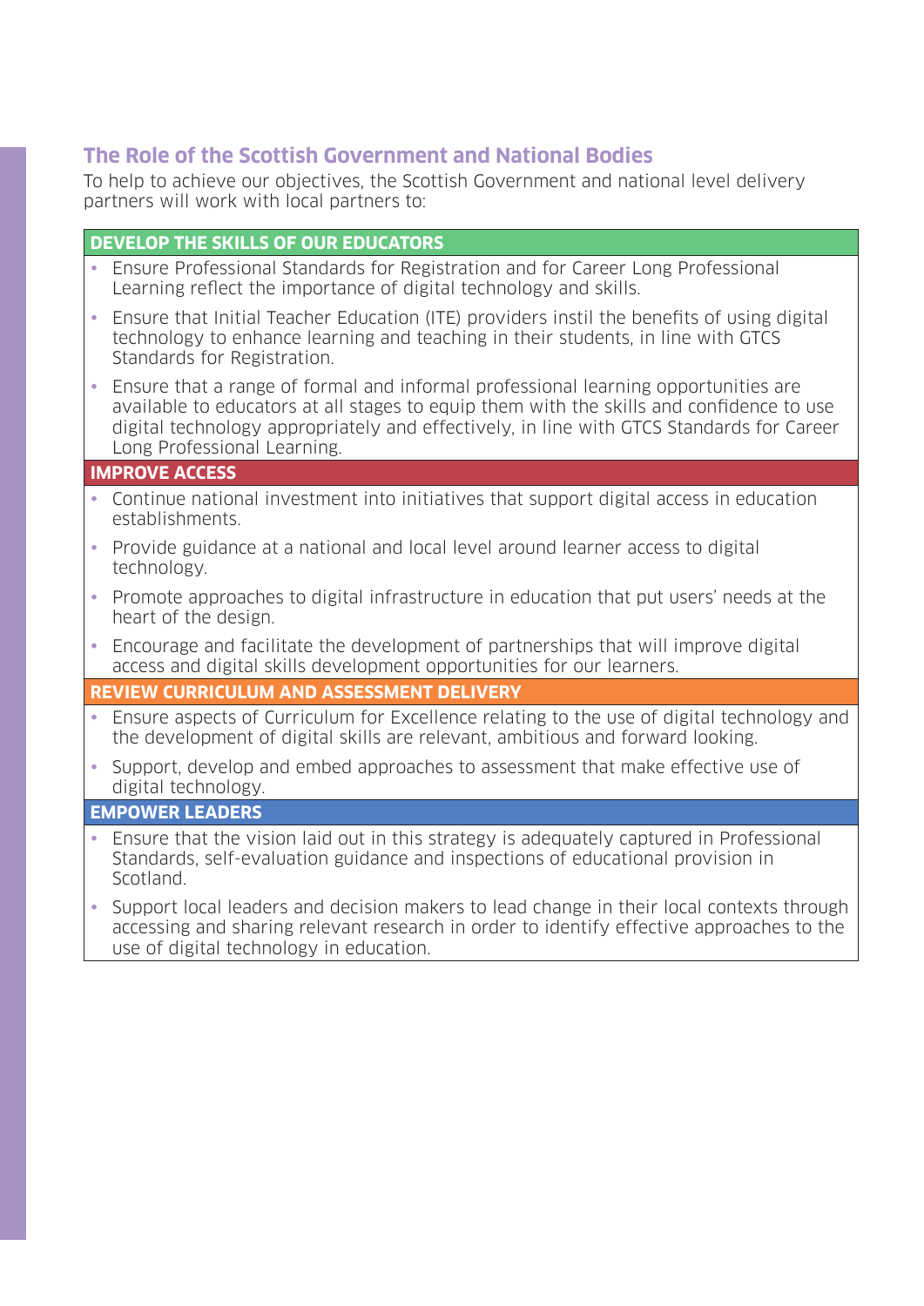## The Role of the Scottish Government and National Bodies

To help to achieve our objectives, the Scottish Government and national level delivery partners will work with local partners to:

### DEVELOP THE SKILLS OF OUR EDUCATORS

- Ensure Professional Standards for Registration and for Career Long Professional Learning reflect the importance of digital technology and skills.
- Ensure that Initial Teacher Education (ITE) providers instil the benefits of using digital technology to enhance learning and teaching in their students, in line with GTCS Standards for Registration.
- Ensure that a range of formal and informal professional learning opportunities are available to educators at all stages to equip them with the skills and confidence to use digital technology appropriately and effectively, in line with GTCS Standards for Career Long Professional Learning.

### IMPROVE ACCESS

- Continue national investment into initiatives that support digital access in education establishments.
- Provide guidance at a national and local level around learner access to digital technology.
- Promote approaches to digital infrastructure in education that put users' needs at the heart of the design.
- Encourage and facilitate the development of partnerships that will improve digital access and digital skills development opportunities for our learners.

### REVIEW CURRICULUM AND ASSESSMENT DELIVERY

- Ensure aspects of Curriculum for Excellence relating to the use of digital technology and the development of digital skills are relevant, ambitious and forward looking.
- Support, develop and embed approaches to assessment that make effective use of digital technology.

### EMPOWER LEADERS

- Ensure that the vision laid out in this strategy is adequately captured in Professional Standards, self-evaluation guidance and inspections of educational provision in Scotland.
- Support local leaders and decision makers to lead change in their local contexts through accessing and sharing relevant research in order to identify effective approaches to the use of digital technology in education.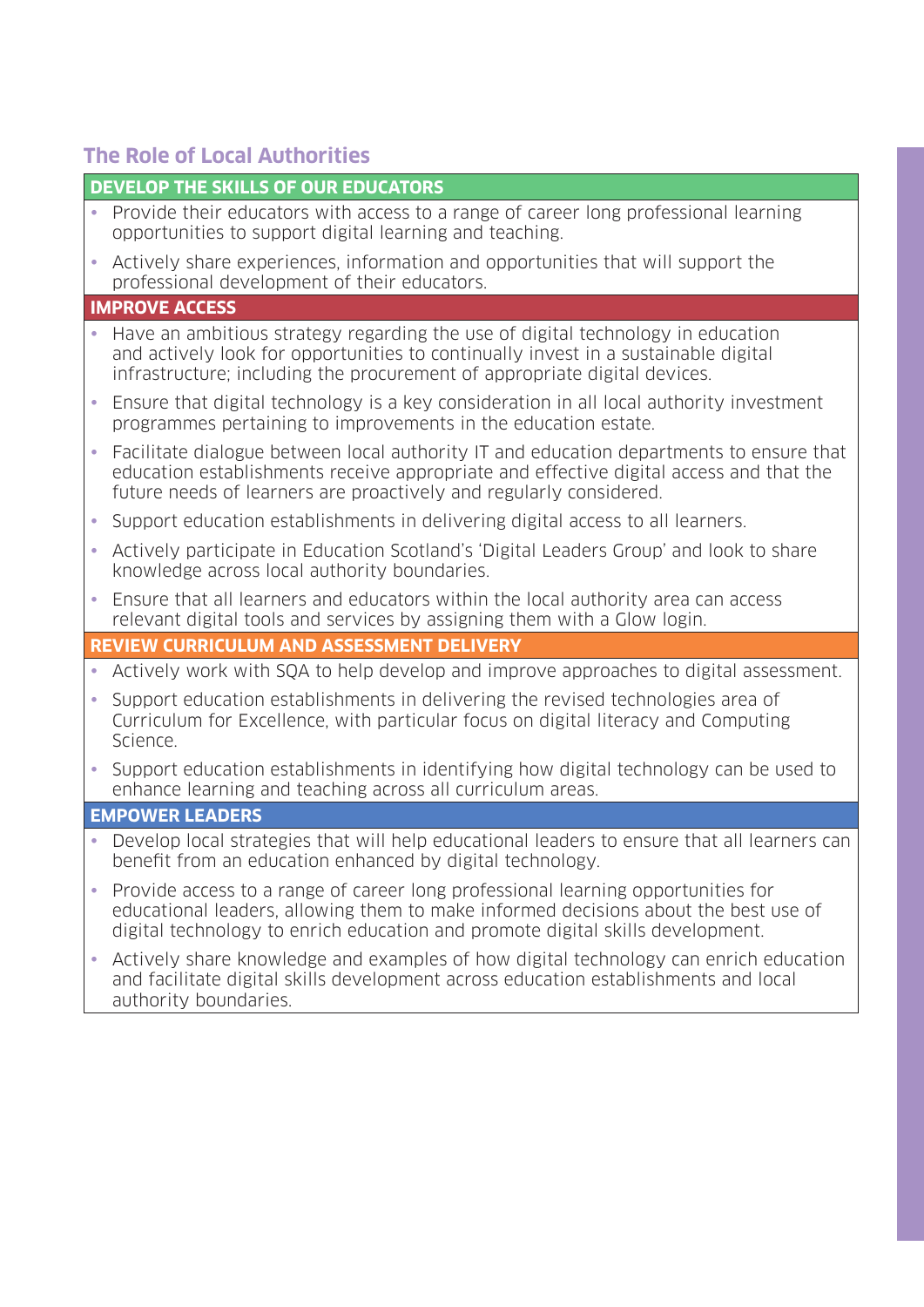## The Role of Local Authorities

### DEVELOP THE SKILLS OF OUR EDUCATORS

- Provide their educators with access to a range of career long professional learning opportunities to support digital learning and teaching.
- Actively share experiences, information and opportunities that will support the professional development of their educators.

### IMPROVE ACCESS

- Have an ambitious strategy regarding the use of digital technology in education and actively look for opportunities to continually invest in a sustainable digital infrastructure; including the procurement of appropriate digital devices.
- Ensure that digital technology is a key consideration in all local authority investment programmes pertaining to improvements in the education estate.
- Facilitate dialogue between local authority IT and education departments to ensure that education establishments receive appropriate and effective digital access and that the future needs of learners are proactively and regularly considered.
- Support education establishments in delivering digital access to all learners.
- Actively participate in Education Scotland's 'Digital Leaders Group' and look to share knowledge across local authority boundaries.
- Ensure that all learners and educators within the local authority area can access relevant digital tools and services by assigning them with a Glow login.

### REVIEW CURRICULUM AND ASSESSMENT DELIVERY

- Actively work with SQA to help develop and improve approaches to digital assessment.
- Support education establishments in delivering the revised technologies area of Curriculum for Excellence, with particular focus on digital literacy and Computing Science.
- Support education establishments in identifying how digital technology can be used to enhance learning and teaching across all curriculum areas.

### EMPOWER LEADERS

- Develop local strategies that will help educational leaders to ensure that all learners can benefit from an education enhanced by digital technology.
- Provide access to a range of career long professional learning opportunities for educational leaders, allowing them to make informed decisions about the best use of digital technology to enrich education and promote digital skills development.
- Actively share knowledge and examples of how digital technology can enrich education and facilitate digital skills development across education establishments and local authority boundaries.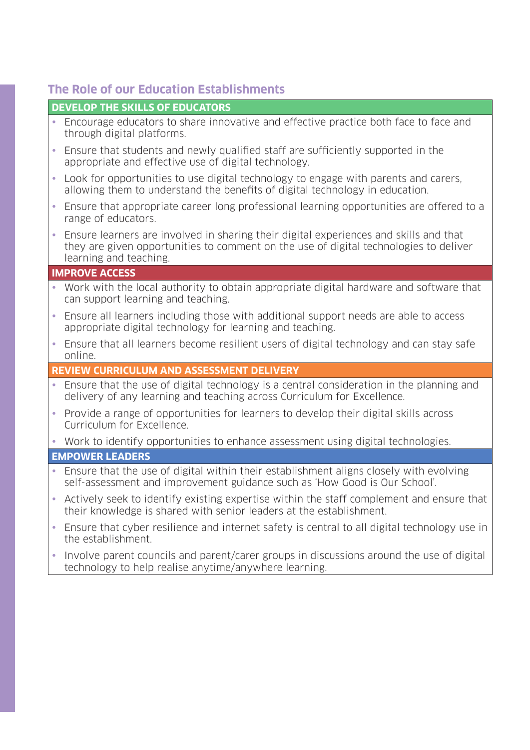## The Role of our Education Establishments

### DEVELOP THE SKILLS OF EDUCATORS

- Encourage educators to share innovative and effective practice both face to face and through digital platforms.
- Ensure that students and newly qualified staff are sufficiently supported in the appropriate and effective use of digital technology.
- Look for opportunities to use digital technology to engage with parents and carers, allowing them to understand the benefits of digital technology in education.
- Ensure that appropriate career long professional learning opportunities are offered to a range of educators.
- Ensure learners are involved in sharing their digital experiences and skills and that they are given opportunities to comment on the use of digital technologies to deliver learning and teaching.

### IMPROVE ACCESS

- Work with the local authority to obtain appropriate digital hardware and software that can support learning and teaching.
- Ensure all learners including those with additional support needs are able to access appropriate digital technology for learning and teaching.
- Ensure that all learners become resilient users of digital technology and can stay safe online.

### REVIEW CURRICULUM AND ASSESSMENT DELIVERY

- Ensure that the use of digital technology is a central consideration in the planning and delivery of any learning and teaching across Curriculum for Excellence.
- Provide a range of opportunities for learners to develop their digital skills across Curriculum for Excellence.
- Work to identify opportunities to enhance assessment using digital technologies.

### EMPOWER LEADERS

- Ensure that the use of digital within their establishment aligns closely with evolving self-assessment and improvement guidance such as 'How Good is Our School'.
- Actively seek to identify existing expertise within the staff complement and ensure that their knowledge is shared with senior leaders at the establishment.
- Ensure that cyber resilience and internet safety is central to all digital technology use in the establishment.
- Involve parent councils and parent/carer groups in discussions around the use of digital technology to help realise anytime/anywhere learning.